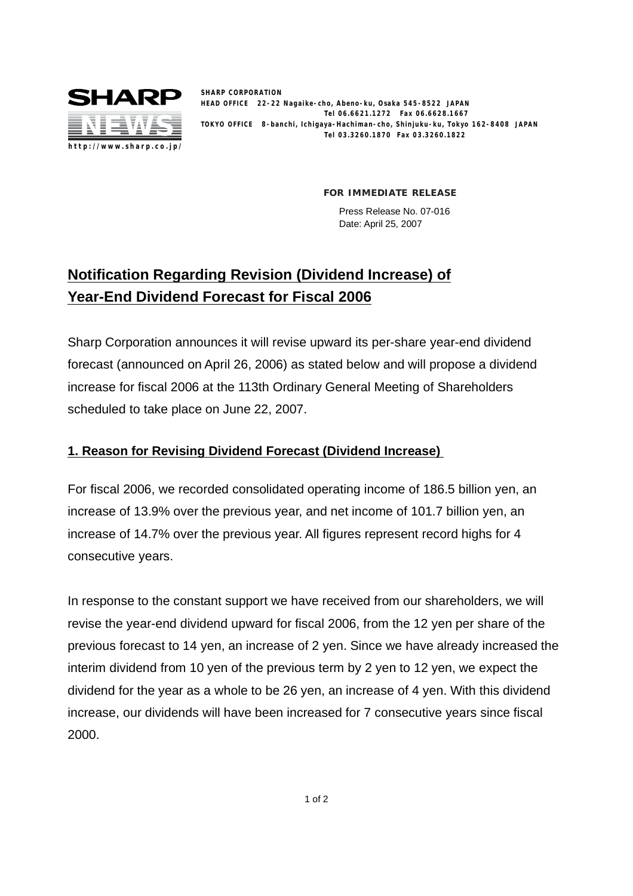SHARP NEWS
http://www.sharp.co.jp/

**SHARP CORPORATION**
**HEAD OFFICE 22-22 Nagaike-cho, Abeno-ku, Osaka 545-8522 JAPAN**
**Tel 06.6621.1272 Fax 06.6628.1667**
**TOKYO OFFICE 8-banchi, Ichigaya-Hachiman-cho, Shinjuku-ku, Tokyo 162-8408 JAPAN**
**Tel 03.3260.1870 Fax 03.3260.1822**

**FOR IMMEDIATE RELEASE**

Press Release No. 07-016
Date: April 25, 2007

# Notification Regarding Revision (Dividend Increase) of Year-End Dividend Forecast for Fiscal 2006

Sharp Corporation announces it will revise upward its per-share year-end dividend forecast (announced on April 26, 2006) as stated below and will propose a dividend increase for fiscal 2006 at the 113th Ordinary General Meeting of Shareholders scheduled to take place on June 22, 2007.

## 1. Reason for Revising Dividend Forecast (Dividend Increase)

For fiscal 2006, we recorded consolidated operating income of 186.5 billion yen, an increase of 13.9% over the previous year, and net income of 101.7 billion yen, an increase of 14.7% over the previous year. All figures represent record highs for 4 consecutive years.

In response to the constant support we have received from our shareholders, we will revise the year-end dividend upward for fiscal 2006, from the 12 yen per share of the previous forecast to 14 yen, an increase of 2 yen. Since we have already increased the interim dividend from 10 yen of the previous term by 2 yen to 12 yen, we expect the dividend for the year as a whole to be 26 yen, an increase of 4 yen. With this dividend increase, our dividends will have been increased for 7 consecutive years since fiscal 2000.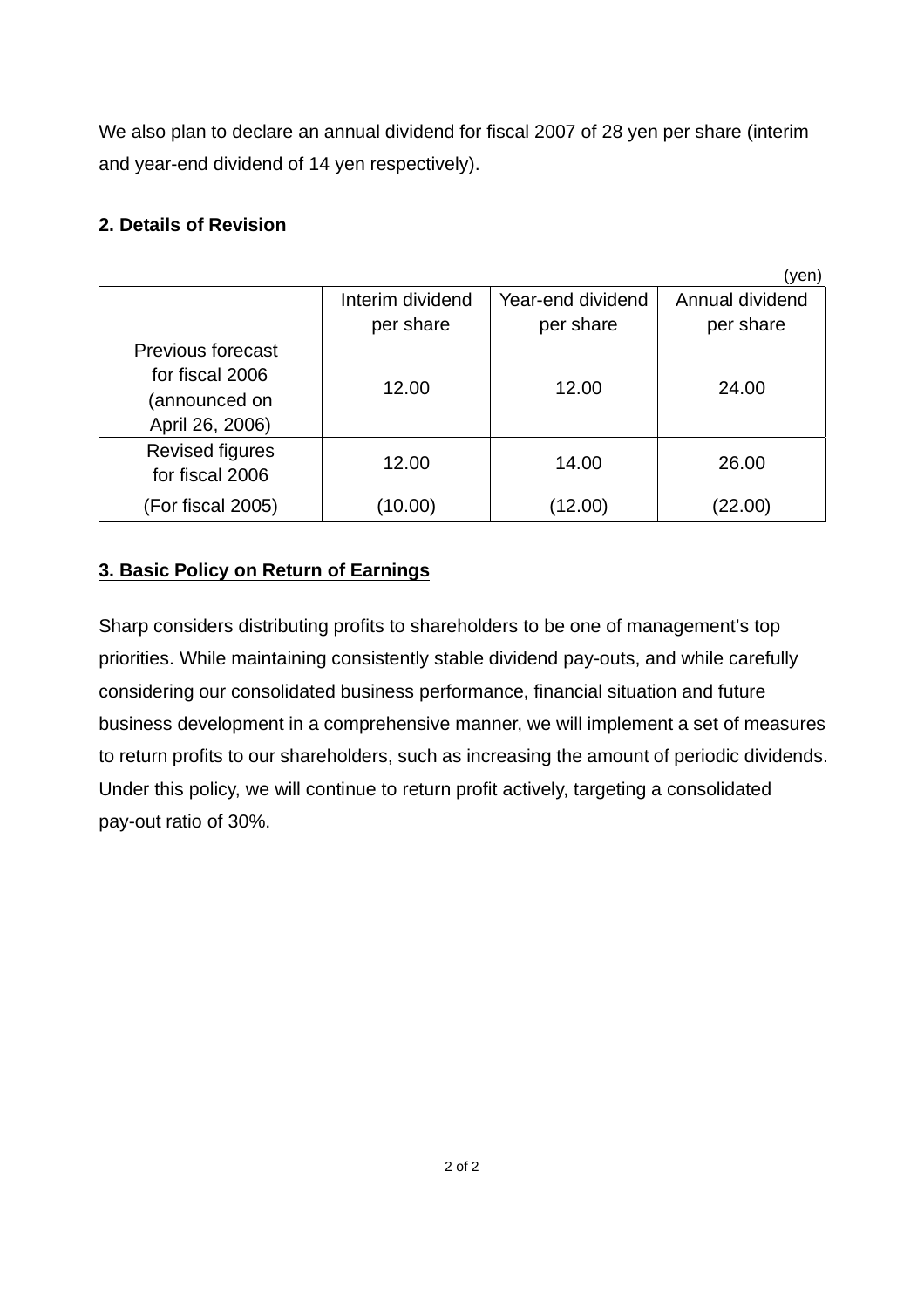We also plan to declare an annual dividend for fiscal 2007 of 28 yen per share (interim and year-end dividend of 14 yen respectively).

## 2. Details of Revision

(yen)

| | Interim dividend per share | Year-end dividend per share | Annual dividend per share |
|---|---|---|---|
| Previous forecast for fiscal 2006 (announced on April 26, 2006) | 12.00 | 12.00 | 24.00 |
| Revised figures for fiscal 2006 | 12.00 | 14.00 | 26.00 |
| (For fiscal 2005) | (10.00) | (12.00) | (22.00) |

## 3. Basic Policy on Return of Earnings

Sharp considers distributing profits to shareholders to be one of management's top priorities. While maintaining consistently stable dividend pay-outs, and while carefully considering our consolidated business performance, financial situation and future business development in a comprehensive manner, we will implement a set of measures to return profits to our shareholders, such as increasing the amount of periodic dividends. Under this policy, we will continue to return profit actively, targeting a consolidated pay-out ratio of 30%.